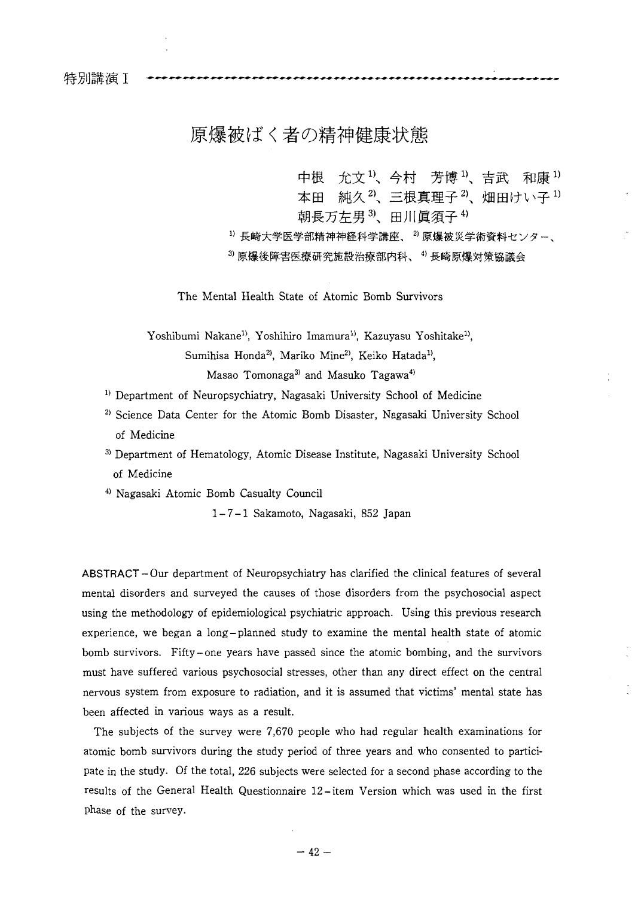特別講演 I

# 原爆被ばく者の精神健康状態

中根　允文[1]、今村　芳博[1]、吉武　和康[1]
本田　純久[2]、三根真理子[2]、畑田けい子[1]
朝長万左男[3]、田川眞須子[4]

[1] 長崎大学医学部精神神経科学講座、[2] 原爆被災学術資料センター、
[3] 原爆後障害医療研究施設治療部内科、[4] 長崎原爆対策協議会

## The Mental Health State of Atomic Bomb Survivors

Yoshibumi Nakane[1], Yoshihiro Imamura[1], Kazuyasu Yoshitake[1],
Sumihisa Honda[2], Mariko Mine[2], Keiko Hatada[1],
Masao Tomonaga[3] and Masuko Tagawa[4]

[1] Department of Neuropsychiatry, Nagasaki University School of Medicine

[2] Science Data Center for the Atomic Bomb Disaster, Nagasaki University School of Medicine

[3] Department of Hematology, Atomic Disease Institute, Nagasaki University School of Medicine

[4] Nagasaki Atomic Bomb Casualty Council

1-7-1 Sakamoto, Nagasaki, 852 Japan

**ABSTRACT** – Our department of Neuropsychiatry has clarified the clinical features of several mental disorders and surveyed the causes of those disorders from the psychosocial aspect using the methodology of epidemiological psychiatric approach. Using this previous research experience, we began a long-planned study to examine the mental health state of atomic bomb survivors. Fifty-one years have passed since the atomic bombing, and the survivors must have suffered various psychosocial stresses, other than any direct effect on the central nervous system from exposure to radiation, and it is assumed that victims' mental state has been affected in various ways as a result.

The subjects of the survey were 7,670 people who had regular health examinations for atomic bomb survivors during the study period of three years and who consented to participate in the study. Of the total, 226 subjects were selected for a second phase according to the results of the General Health Questionnaire 12-item Version which was used in the first phase of the survey.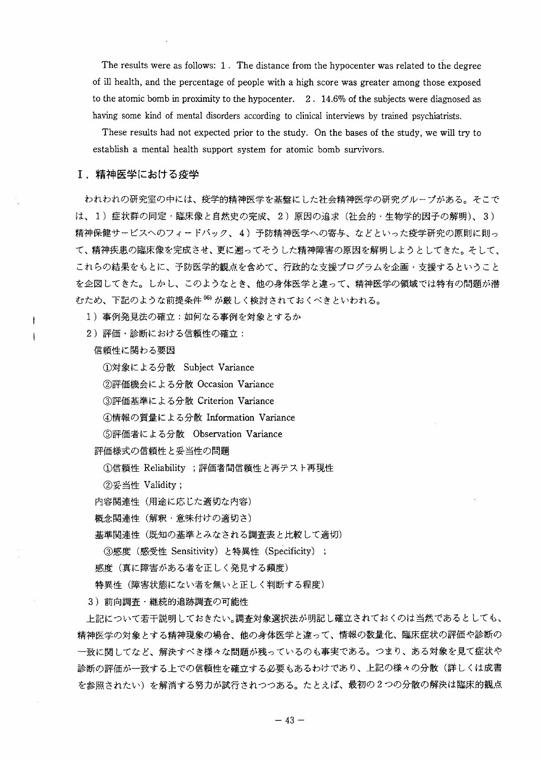The results were as follows: 1. The distance from the hypocenter was related to the degree of ill health, and the percentage of people with a high score was greater among those exposed to the atomic bomb in proximity to the hypocenter. 2. 14.6% of the subjects were diagnosed as having some kind of mental disorders according to clinical interviews by trained psychiatrists.

These results had not expected prior to the study. On the bases of the study, we will try to establish a mental health support system for atomic bomb survivors.

## I. 精神医学における疫学

われわれの研究室の中には、疫学的精神医学を基盤にした社会精神医学の研究グループがある。そこでは、1）症状群の同定・臨床像と自然史の完成、2）原因の追求（社会的・生物学的因子の解明）、3）精神保健サービスへのフィードバック、4）予防精神医学への寄与、などといった疫学研究の原則に則って、精神疾患の臨床像を完成させ、更に遡ってそうした精神障害の原因を解明しようとしてきた。そして、これらの結果をもとに、予防医学的観点を含めて、行政的な支援プログラムを企画・支援するということを企図してきた。しかし、このようなとき、他の身体医学と違って、精神医学の領域では特有の問題が潜むため、下記のような前提条件[06]が厳しく検討されておくべきといわれる。

1）事例発見法の確立：如何なる事例を対象とするか

2）評価・診断における信頼性の確立：

信頼性に関わる要因

①対象による分散　Subject Variance

②評価機会による分散 Occasion Variance

③評価基準による分散 Criterion Variance

④情報の質量による分散 Information Variance

⑤評価者による分散　Observation Variance

評価様式の信頼性と妥当性の問題

①信頼性 Reliability ；評価者間信頼性と再テスト再現性

②妥当性 Validity；

内容関連性（用途に応じた適切な内容）

概念関連性（解釈・意味付けの適切さ）

基準関連性（既知の基準とみなされる調査表と比較して適切）

③感度（感受性 Sensitivity）と特異性（Specificity）；

感度（真に障害がある者を正しく発見する頻度）

特異性（障害状態にない者を無いと正しく判断する程度）

3）前向調査・継続的追跡調査の可能性

上記について若干説明しておきたい。調査対象選択法が明記し確立されておくのは当然であるとしても、精神医学の対象とする精神現象の場合、他の身体医学と違って、情報の数量化、臨床症状の評価や診断の一致に関してなど、解決すべき様々な問題が残っているのも事実である。つまり、ある対象を見て症状や診断の評価が一致する上での信頼性を確立する必要もあるわけであり、上記の様々の分散（詳しくは成書を参照されたい）を解消する努力が試行されつつある。たとえば、最初の2つの分散の解決は臨床的観点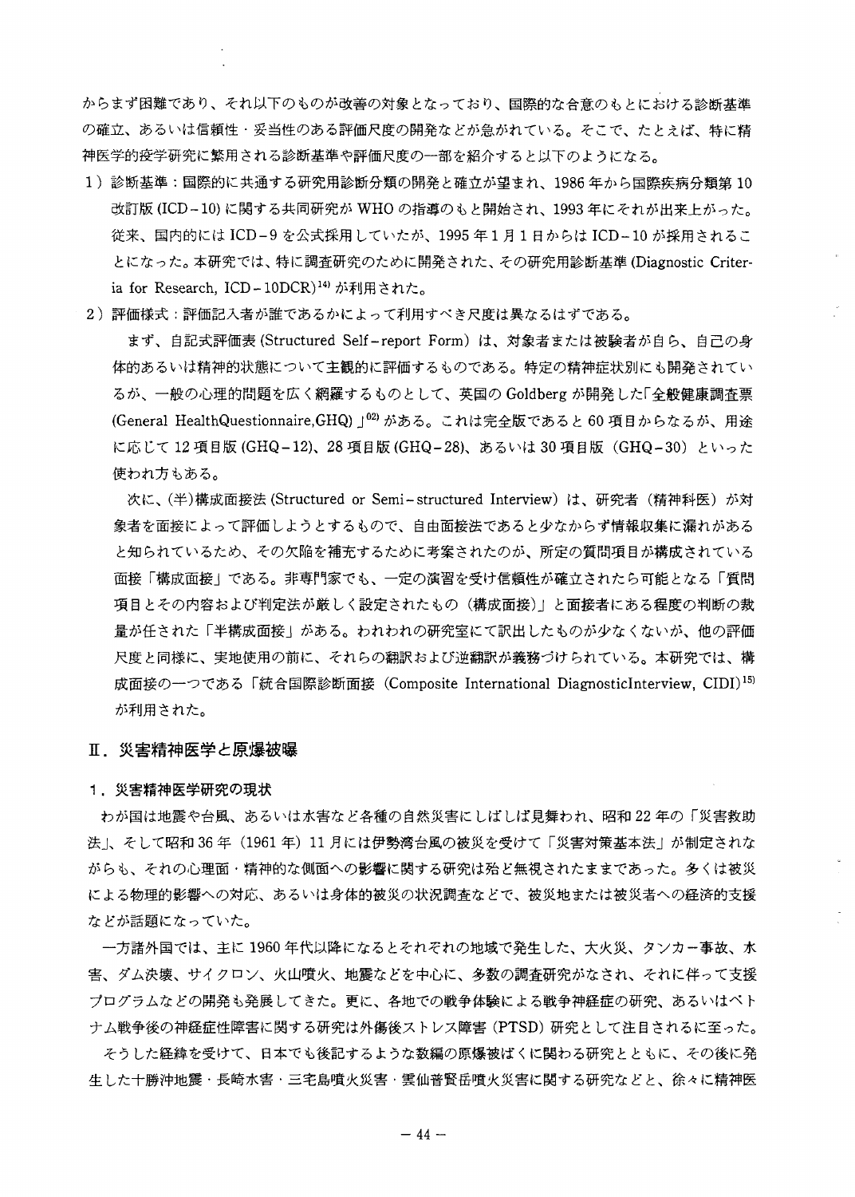からまず困難であり、それ以下のものが改善の対象となっており、国際的な合意のもとにおける診断基準の確立、あるいは信頼性・妥当性のある評価尺度の開発などが急がれている。そこで、たとえば、特に精神医学的疫学研究に繁用される診断基準や評価尺度の一部を紹介すると以下のようになる。

1）診断基準：国際的に共通する研究用診断分類の開発と確立が望まれ、1986 年から国際疾病分類第 10 改訂版 (ICD－10) に関する共同研究が WHO の指導のもと開始され、1993 年にそれが出来上がった。従来、国内的には ICD－9 を公式採用していたが、1995 年 1 月 1 日からは ICD－10 が採用されることになった。本研究では、特に調査研究のために開発された、その研究用診断基準 (Diagnostic Criteria for Research, ICD－10DCR)[14] が利用された。

2）評価様式：評価記入者が誰であるかによって利用すべき尺度は異なるはずである。

まず、自記式評価表 (Structured Self－report Form) は、対象者または被験者が自ら、自己の身体的あるいは精神的状態について主観的に評価するものである。特定の精神症状別にも開発されているが、一般の心理的問題を広く網羅するものとして、英国の Goldberg が開発した「全般健康調査票 (General HealthQuestionnaire,GHQ)」[02] がある。これは完全版であると 60 項目からなるが、用途に応じて 12 項目版 (GHQ－12)、28 項目版 (GHQ－28)、あるいは 30 項目版 (GHQ－30) といった使われ方もある。

次に、(半)構成面接法 (Structured or Semi－structured Interview) は、研究者（精神科医）が対象者を面接によって評価しようとするもので、自由面接法であると少なからず情報収集に漏れがあると知られているため、その欠陥を補充するために考案されたのが、所定の質問項目が構成されている面接「構成面接」である。非専門家でも、一定の演習を受け信頼性が確立されたら可能となる「質問項目とその内容および判定法が厳しく設定されたもの（構成面接）」と面接者にある程度の判断の裁量が任された「半構成面接」がある。われわれの研究室にて訳出したものが少なくないが、他の評価尺度と同様に、実地使用の前に、それらの翻訳および逆翻訳が義務づけられている。本研究では、構成面接の一つである「統合国際診断面接 (Composite International DiagnosticInterview, CIDI)[15] が利用された。

## Ⅱ．災害精神医学と原爆被曝

### 1．災害精神医学研究の現状

わが国は地震や台風、あるいは水害など各種の自然災害にしばしば見舞われ、昭和 22 年の「災害救助法」、そして昭和 36 年（1961 年）11 月には伊勢湾台風の被災を受けて「災害対策基本法」が制定されながらも、それの心理面・精神的な側面への影響に関する研究は殆ど無視されたままであった。多くは被災による物理的影響への対応、あるいは身体的被災の状況調査などで、被災地または被災者への経済的支援などが話題になっていた。

一方諸外国では、主に 1960 年代以降になるとそれぞれの地域で発生した、大火災、タンカー事故、水害、ダム決壊、サイクロン、火山噴火、地震などを中心に、多数の調査研究がなされ、それに伴って支援プログラムなどの開発も発展してきた。更に、各地での戦争体験による戦争神経症の研究、あるいはベトナム戦争後の神経症性障害に関する研究は外傷後ストレス障害（PTSD）研究として注目されるに至った。

そうした経緯を受けて、日本でも後記するような数編の原爆被ばくに関わる研究とともに、その後に発生した十勝沖地震・長崎水害・三宅島噴火災害・雲仙普賢岳噴火災害に関する研究などと、徐々に精神医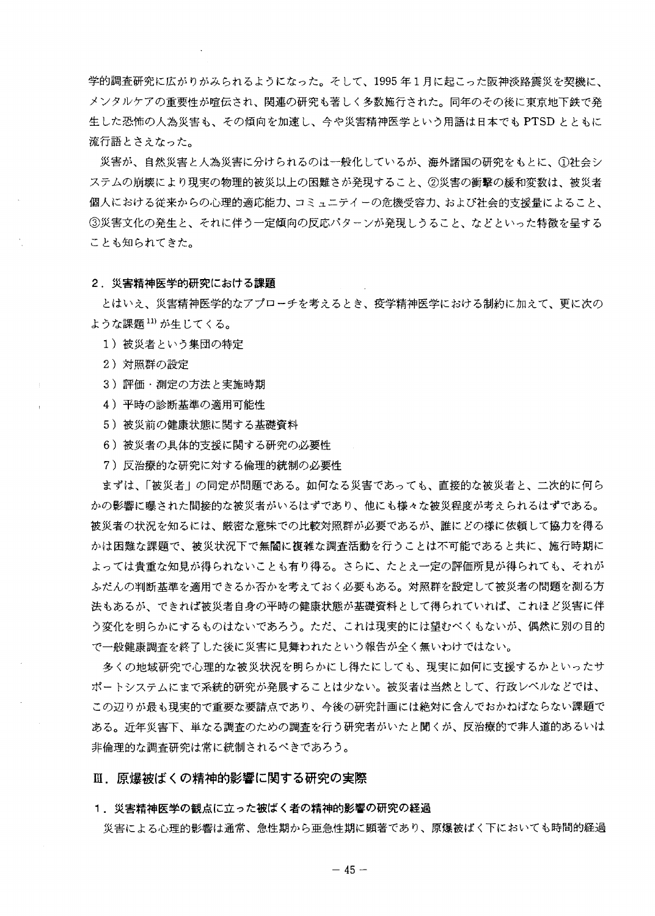学的調査研究に広がりがみられるようになった。そして、1995年1月に起こった阪神淡路震災を契機に、メンタルケアの重要性が喧伝され、関連の研究も著しく多数施行された。同年のその後に東京地下鉄で発生した恐怖の人為災害も、その傾向を加速し、今や災害精神医学という用語は日本でもPTSDとともに流行語とさえなった。

災害が、自然災害と人為災害に分けられるのは一般化しているが、海外諸国の研究をもとに、①社会システムの崩壊により現実の物理的被災以上の困難さが発現すること、②災害の衝撃の緩和変数は、被災者個人における従来からの心理的適応能力、コミュニテイーの危機受容力、および社会的支援量によること、③災害文化の発生と、それに伴う一定傾向の反応パターンが発現しうること、などといった特徴を呈することも知られてきた。

### 2．災害精神医学的研究における課題

とはいえ、災害精神医学的なアプローチを考えるとき、疫学精神医学における制約に加えて、更に次のような課題[11]が生じてくる。

1）被災者という集団の特定
2）対照群の設定
3）評価・測定の方法と実施時期
4）平時の診断基準の適用可能性
5）被災前の健康状態に関する基礎資料
6）被災者の具体的支援に関する研究の必要性
7）反治療的な研究に対する倫理的統制の必要性

まずは、「被災者」の同定が問題である。如何なる災害であっても、直接的な被災者と、二次的に何らかの影響に曝された間接的な被災者がいるはずであり、他にも様々な被災程度が考えられるはずである。被災者の状況を知るには、厳密な意味での比較対照群が必要であるが、誰にどの様に依頼して協力を得るかは困難な課題で、被災状況下で無闇に複雑な調査活動を行うことは不可能であると共に、施行時期によっては貴重な知見が得られないことも有り得る。さらに、たとえ一定の評価所見が得られても、それがふだんの判断基準を適用できるか否かを考えておく必要もある。対照群を設定して被災者の問題を測る方法もあるが、できれば被災者自身の平時の健康状態が基礎資料として得られていれば、これほど災害に伴う変化を明らかにするものはないであろう。ただ、これは現実的には望むべくもないが、偶然に別の目的で一般健康調査を終了した後に災害に見舞われたという報告が全く無いわけではない。

多くの地域研究で心理的な被災状況を明らかにし得たにしても、現実に如何に支援するかといったサポートシステムにまで系統的研究が発展することは少ない。被災者は当然として、行政レベルなどでは、この辺りが最も現実的で重要な要請点であり、今後の研究計画には絶対に含んでおかねばならない課題である。近年災害下、単なる調査のための調査を行う研究者がいたと聞くが、反治療的で非人道的あるいは非倫理的な調査研究は常に統制されるべきであろう。

## Ⅲ．原爆被ばくの精神的影響に関する研究の実際

### 1．災害精神医学の観点に立った被ばく者の精神的影響の研究の経過

災害による心理的影響は通常、急性期から亜急性期に顕著であり、原爆被ばく下においても時間的経過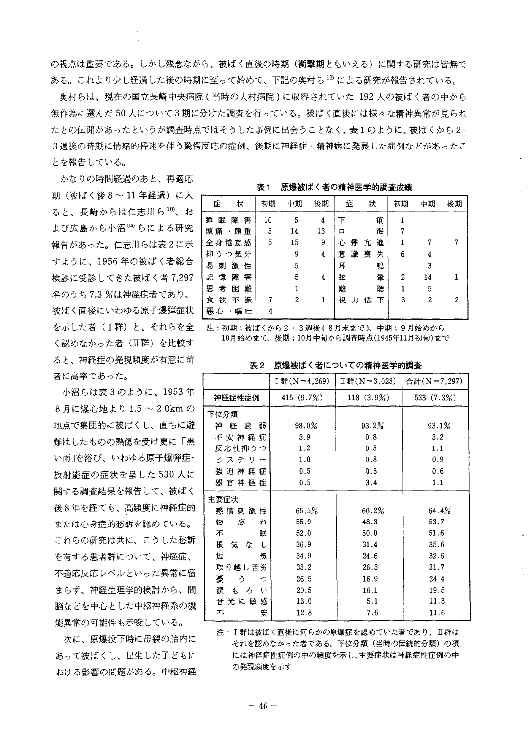の視点は重要である。しかし残念ながら、被ばく直後の時期（衝撃期ともいえる）に関する研究は皆無である。これより少し経過した後の時期に至って始めて、下記の奥村ら[12]による研究が報告されている。

奥村らは、現在の国立長崎中央病院（当時の大村病院）に収容されていた 192 人の被ばく者の中から無作為に選んだ 50 人について 3 期に分けた調査を行っている。被ばく直後には様々な精神異常が見られたとの伝聞があったというが調査時点ではそうした事例に出会うことなく、表1のように、被ばくから 2・3 週後の時期に情緒的昏迷を伴う驚愕反応の症例、後期に神経症・精神病に発展した症例などがあったことを報告している。

かなりの時間経過のあと、再適応期（被ばく後 8 ～ 11 年経過）に入ると、長崎からは仁志川ら[10]、および広島から小沼[04]らによる研究報告があった。仁志川らは表2に示すように、1956 年の被ばく者総合検診に受診してきた被ばく者 7,297 名のうち 7.3 ％は神経症者であり、被ばく直後にいわゆる原子爆弾症状を示した者（Ⅰ群）と、それらを全く認めなかった者（Ⅱ群）を比較すると、神経症の発現頻度が有意に前者に高率であった。

小沼らは表3のように、1953 年 8 月に爆心地より 1.5 ～ 2.0km の地点で集団的に被ばくし、直ちに避難はしたものの熱傷を受け更に「黒い雨」を浴び、いわゆる原子爆弾症・放射能症の症状を呈した 530 人に関する調査結果を報告して、被ばく後 8 年を経ても、高頻度に神経症的または心身症的愁訴を認めている。これらの研究は共に、こうした愁訴を有する患者群について、神経症、不適応反応レベルといった異常に留まらず、神経生理学的検討から、間脳などを中心とした中枢神経系の機能異常の可能性も示唆している。

次に、原爆投下時に母親の胎内にあって被ばくし、出生した子どもにおける影響の問題がある。中枢神経

**表１　原爆被ばく者の精神医学的調査成績**

| 症　状 | 初期 | 中期 | 後期 | 症　状 | 初期 | 中期 | 後期 |
|---|---|---|---|---|---|---|---|
| 睡眠障害 | 10 | 5 | 4 | 下痢 | 1 | | |
| 頭痛・頭重 | 3 | 14 | 13 | 口渇 | 7 | | |
| 全身倦怠感 | 5 | 15 | 9 | 心悸亢進 | 1 | 7 | 7 |
| 抑うつ気分 | | 9 | 4 | 意識喪失 | 6 | 4 | |
| 易刺激性 | | 5 | | 耳鳴 | | 3 | |
| 記憶障害 | | 5 | 4 | 眩暈 | 2 | 14 | 1 |
| 思考困難 | | 1 | | 難聴 | 1 | 5 | |
| 食欲不振 | 7 | 2 | 1 | 視力低下 | 3 | 2 | 2 |
| 悪心・嘔吐 | 4 | | | | | | |

注：初期；被ばくから２・３週後（８月末まで）、中期；９月始めから10月始めまで、後期；10月中旬から調査時点(1945年11月初旬)まで

**表２　原爆被ばく者についての精神医学的調査**

| | Ⅰ群(N＝4,269) | Ⅱ群(N＝3,028) | 合計(N＝7,297) |
|---|---|---|---|
| 神経症性症例 | 415 (9.7%) | 118 (3.9%) | 533 (7.3%) |
| 下位分類 | | | |
| 神経衰弱 | 98.0% | 93.2% | 93.1% |
| 不安神経症 | 3.9 | 0.8 | 3.2 |
| 反応性抑うつ | 1.2 | 0.8 | 1.1 |
| ヒステリー | 1.0 | 0.8 | 0.9 |
| 強迫神経症 | 0.5 | 0.8 | 0.6 |
| 器官神経症 | 0.5 | 3.4 | 1.1 |
| 主要症状 | | | |
| 感情刺激性 | 65.5% | 60.2% | 64.4% |
| 物忘れ | 55.9 | 48.3 | 53.7 |
| 不眠 | 52.0 | 50.0 | 51.6 |
| 根気なし | 36.9 | 31.4 | 35.6 |
| 短気 | 34.9 | 24.6 | 32.6 |
| 取り越し苦労 | 33.2 | 26.3 | 31.7 |
| 憂うつ | 26.5 | 16.9 | 24.4 |
| 涙もろい | 20.5 | 16.1 | 19.5 |
| 音光に敏感 | 13.0 | 5.1 | 11.3 |
| 不安 | 12.8 | 7.6 | 11.6 |

注：Ⅰ群は被ばく直後に何らかの原爆症を認めていた者であり、Ⅱ群はそれを認めなかった者である。下位分類（当時の伝統的分類）の項には神経症性症例の中の頻度を示し、主要症状は神経症性症例の中の発現頻度を示す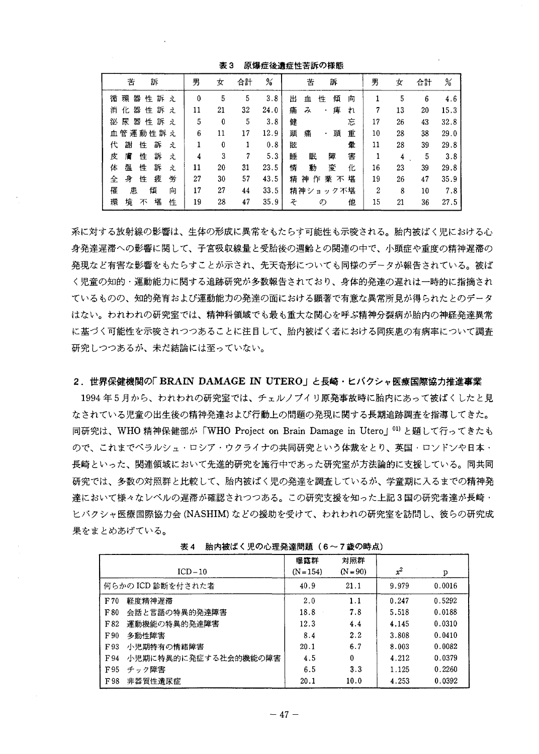表3　原爆症後遺症性苦訴の様態

| 苦　訴 | 男 | 女 | 合計 | % | 苦　訴 | 男 | 女 | 合計 | % |
|---|---|---|---|---|---|---|---|---|---|
| 循環器性訴え | 0 | 5 | 5 | 3.8 | 出血性傾向 | 1 | 5 | 6 | 4.6 |
| 消化器性訴え | 11 | 21 | 32 | 24.0 | 痛み・痺れ | 7 | 13 | 20 | 15.3 |
| 泌尿器性訴え | 5 | 0 | 5 | 3.8 | 健忘 | 17 | 26 | 43 | 32.8 |
| 血管運動性訴え | 6 | 11 | 17 | 12.9 | 頭痛・頭重 | 10 | 28 | 38 | 29.0 |
| 代謝性訴え | 1 | 0 | 1 | 0.8 | 眩暈 | 11 | 28 | 39 | 29.8 |
| 皮膚性訴え | 4 | 3 | 7 | 5.3 | 睡眠障害 | 1 | 4 | 5 | 3.8 |
| 体温性訴え | 11 | 20 | 31 | 23.5 | 情動変化 | 16 | 23 | 39 | 29.8 |
| 全身性疲労 | 27 | 30 | 57 | 43.5 | 精神作業不堪 | 19 | 26 | 47 | 35.9 |
| 罹患傾向 | 17 | 27 | 44 | 33.5 | 精神ショック不堪 | 2 | 8 | 10 | 7.8 |
| 環境不堪性 | 19 | 28 | 47 | 35.9 | その他 | 15 | 21 | 36 | 27.5 |

系に対する放射線の影響は、生体の形成に異常をもたらす可能性も示唆される。胎内被ばく児における心身発達遅滞への影響に関して、子宮吸収線量と受胎後の週齢との関連の中で、小頭症や重度の精神遅滞の発現など有害な影響をもたらすことが示され、先天奇形についても同様のデータが報告されている。被ばく児童の知的・運動能力に関する追跡研究が多数報告されており、身体的発達の遅れは一時的に指摘されているものの、知的発育および運動能力の発達の面における顕著で有意な異常所見が得られたとのデータはない。われわれの研究室では、精神科領域でも最も重大な関心を呼ぶ精神分裂病が胎内の神経発達異常に基づく可能性を示唆されつつあることに注目して、胎内被ばく者における同疾患の有病率について調査研究しつつあるが、未だ結論には至っていない。

## 2．世界保健機関の「BRAIN DAMAGE IN UTERO」と長崎・ヒバクシャ医療国際協力推進事業

1994年5月から、われわれの研究室では、チェルノブイリ原発事故時に胎内にあって被ばくしたと見なされている児童の出生後の精神発達および行動上の問題の発現に関する長期追跡調査を指導してきた。同研究は、WHO精神保健部が「WHO Project on Brain Damage in Utero」[01] と題して行ってきたもので、これまでベラルシュ・ロシア・ウクライナの共同研究という体裁をとり、英国・ロンドンや日本・長崎といった、関連領域において先進的研究を施行中であった研究室が方法論的に支援している。同共同研究では、多数の対照群と比較して、胎内被ばく児の発達を調査しているが、学童期に入るまでの精神発達において様々なレベルの遅滞が確認されつつある。この研究支援を知った上記3国の研究者達が長崎・ヒバクシャ医療国際協力会(NASHIM)などの援助を受けて、われわれの研究室を訪問し、彼らの研究成果をまとめあげている。

表4　胎内被ばく児の心理発達問題（6～7歳の時点）

| ICD－10 | 曝露群 (N＝154) | 対照群 (N＝90) | $x^2$ | p |
|---|---|---|---|---|
| 何らかのICD診断を付された者 | 40.9 | 21.1 | 9.979 | 0.0016 |
| F70　軽度精神遅滞 | 2.0 | 1.1 | 0.247 | 0.5292 |
| F80　会話と言語の特異的発達障害 | 18.8 | 7.8 | 5.518 | 0.0188 |
| F82　運動機能の特異的発達障害 | 12.3 | 4.4 | 4.145 | 0.0310 |
| F90　多動性障害 | 8.4 | 2.2 | 3.808 | 0.0410 |
| F93　小児期特有の情緒障害 | 20.1 | 6.7 | 8.003 | 0.0082 |
| F94　小児期に特異的に発症する社会的機能の障害 | 4.5 | 0 | 4.212 | 0.0379 |
| F95　チック障害 | 6.5 | 3.3 | 1.125 | 0.2260 |
| F98　非器質性遺尿症 | 20.1 | 10.0 | 4.253 | 0.0392 |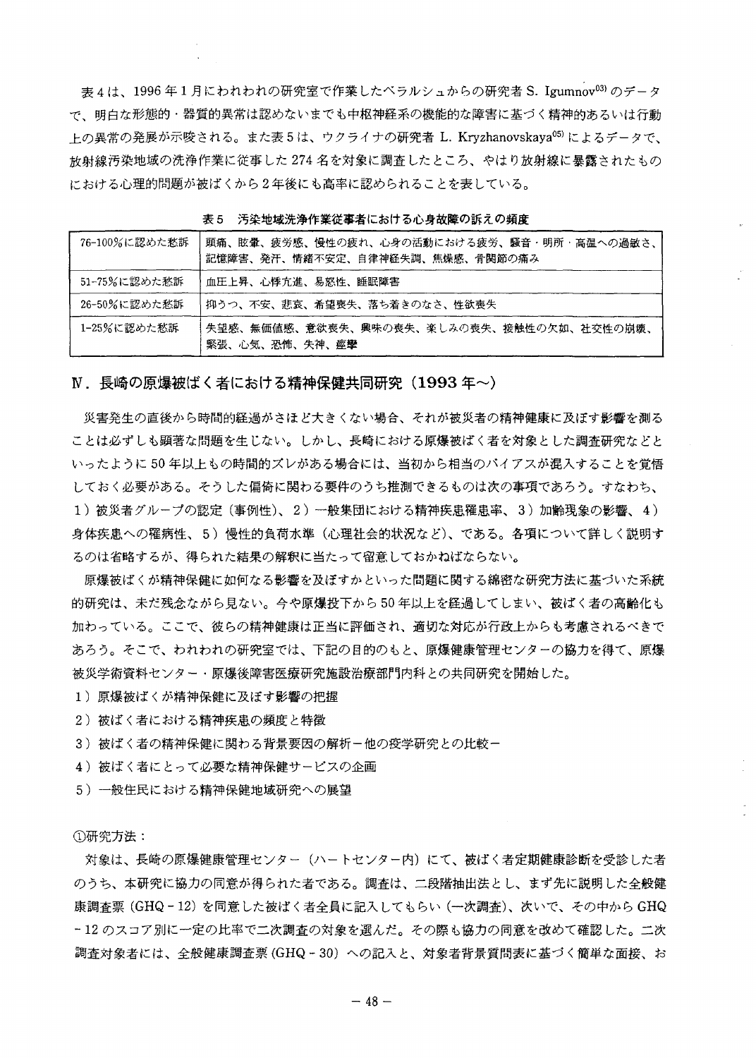表4は、1996年1月にわれわれの研究室で作業したベラルシュからの研究者 S. Igumnov[03] のデータで、明白な形態的・器質的異常は認めないまでも中枢神経系の機能的な障害に基づく精神的あるいは行動上の異常の発展が示唆される。また表5は、ウクライナの研究者 L. Kryzhanovskaya[05] によるデータで、放射線汚染地域の洗浄作業に従事した274名を対象に調査したところ、やはり放射線に暴露されたものにおける心理的問題が被ばくから2年後にも高率に認められることを表している。

表5　汚染地域洗浄作業従事者における心身故障の訴えの頻度

| | |
|---|---|
| 76-100%に認めた愁訴 | 頭痛、眩暈、疲労感、慢性の疲れ、心身の活動における疲労、騒音・明所・高温への過敏さ、記憶障害、発汗、情緒不安定、自律神経失調、焦燥感、骨関節の痛み |
| 51-75%に認めた愁訴 | 血圧上昇、心悸亢進、易怒性、睡眠障害 |
| 26-50%に認めた愁訴 | 抑うつ、不安、悲哀、希望喪失、落ち着きのなさ、性欲喪失 |
| 1-25%に認めた愁訴 | 失望感、無価値感、意欲喪失、興味の喪失、楽しみの喪失、接触性の欠如、社交性の崩壊、緊張、心気、恐怖、失神、痙攣 |

## Ⅳ．長崎の原爆被ばく者における精神保健共同研究（1993年～）

災害発生の直後から時間的経過がさほど大きくない場合、それが被災者の精神健康に及ぼす影響を測ることは必ずしも顕著な問題を生じない。しかし、長崎における原爆被ばく者を対象とした調査研究などといったように50年以上もの時間的ズレがある場合には、当初から相当のバイアスが混入することを覚悟しておく必要がある。そうした偏倚に関わる要件のうち推測できるものは次の事項であろう。すなわち、1）被災者グループの認定（事例性）、2）一般集団における精神疾患罹患率、3）加齢現象の影響、4）身体疾患への罹病性、5）慢性的負荷水準（心理社会的状況など）、である。各項について詳しく説明するのは省略するが、得られた結果の解釈に当たって留意しておかねばならない。

原爆被ばくが精神保健に如何なる影響を及ぼすかといった問題に関する綿密な研究方法に基づいた系統的研究は、未だ残念ながら見ない。今や原爆投下から50年以上を経過してしまい、被ばく者の高齢化も加わっている。ここで、彼らの精神健康は正当に評価され、適切な対応が行政上からも考慮されるべきであろう。そこで、われわれの研究室では、下記の目的のもと、原爆健康管理センターの協力を得て、原爆被災学術資料センター・原爆後障害医療研究施設治療部門内科との共同研究を開始した。

1）原爆被ばくが精神保健に及ぼす影響の把握

2）被ばく者における精神疾患の頻度と特徴

3）被ばく者の精神保健に関わる背景要因の解析－他の疫学研究との比較－

4）被ばく者にとって必要な精神保健サービスの企画

5）一般住民における精神保健地域研究への展望

①研究方法：

対象は、長崎の原爆健康管理センター（ハートセンター内）にて、被ばく者定期健康診断を受診した者のうち、本研究に協力の同意が得られた者である。調査は、二段階抽出法とし、まず先に説明した全般健康調査票（GHQ - 12）を同意した被ばく者全員に記入してもらい（一次調査）、次いで、その中からGHQ - 12のスコア別に一定の比率で二次調査の対象を選んだ。その際も協力の同意を改めて確認した。二次調査対象者には、全般健康調査票（GHQ - 30）への記入と、対象者背景質問表に基づく簡単な面接、お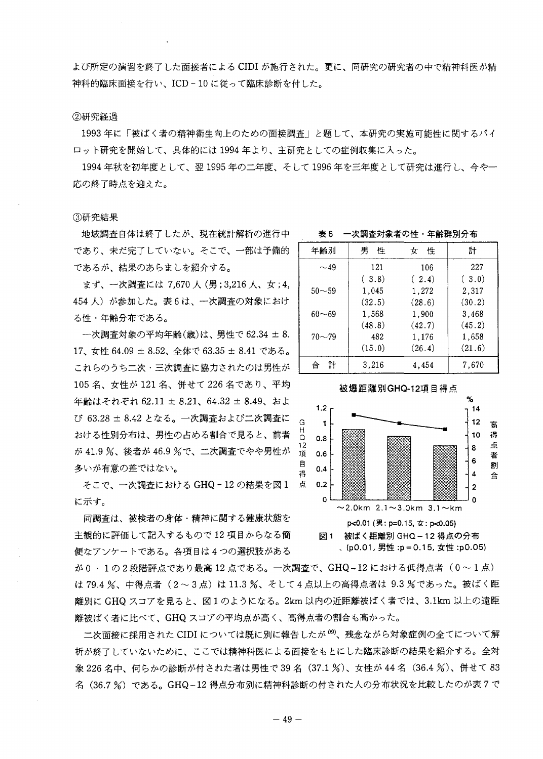よび所定の演習を終了した面接者によるCIDIが施行された。更に、同研究の研究者の中で精神科医が精神科的臨床面接を行い、ICD－10に従って臨床診断を付した。

②研究経過

1993年に「被ばく者の精神衛生向上のための面接調査」と題して、本研究の実施可能性に関するパイロット研究を開始して、具体的には1994年より、主研究としての症例収集に入った。

1994年秋を初年度として、翌1995年の二年度、そして1996年を三年度として研究は進行し、今や一応の終了時点を迎えた。

③研究結果

地域調査自体は終了したが、現在統計解析の進行中であり、未だ完了していない。そこで、一部は予備的であるが、結果のあらましを紹介する。

まず、一次調査には7,670人（男；3,216人、女；4,454人）が参加した。表6は、一次調査の対象における性・年齢分布である。

表6　一次調査対象者の性・年齢群別分布

| 年齢別 | 男　性 | 女　性 | 計 |
|---|---|---|---|
| ～49 | 121<br>( 3.8) | 106<br>( 2.4) | 227<br>( 3.0) |
| 50～59 | 1,045<br>(32.5) | 1,272<br>(28.6) | 2,317<br>(30.2) |
| 60～69 | 1,568<br>(48.8) | 1,900<br>(42.7) | 3,468<br>(45.2) |
| 70～79 | 482<br>(15.0) | 1,176<br>(26.4) | 1,658<br>(21.6) |
| 合　計 | 3,216 | 4,454 | 7,670 |

一次調査対象の平均年齢(歳)は、男性で62.34 ± 8.17、女性64.09 ± 8.52、全体で63.35 ± 8.41である。これらのうち二次・三次調査に協力されたのは男性が105名、女性が121名、併せて226名であり、平均年齢はそれぞれ62.11 ± 8.21、64.32 ± 8.49、および63.28 ± 8.42となる。一次調査および二次調査における性別分布は、男性の占める割合で見ると、前者が41.9％、後者が46.9％で、二次調査でやや男性が多いが有意の差ではない。

そこで、一次調査におけるGHQ－12の結果を図1に示す。

被爆距離別GHQ-12項目得点

GHQ12項目得点 / ～2.0km　2.1～3.0km　3.1～km / % 高得点者割合

p<0.01 (男: p=0.15, 女: p<0.05)

図1　被ばく距離別 GHQ－12得点の分布
(p0.01, 男性 :p＝0.15, 女性 :p0.05)

同調査は、被検者の身体・精神に関する健康状態を主観的に評価して記入するもので12項目からなる簡便なアンケートである。各項目は4つの選択肢があるが0・1の2段階評点であり最高12点である。一次調査で、GHQ－12における低得点者（0～1点）は79.4％、中得点者（2～3点）は11.3％、そして4点以上の高得点者は9.3％であった。被ばく距離別にGHQスコアを見ると、図1のようになる。2km以内の近距離被ばく者では、3.1km以上の遠距離被ばく者に比べて、GHQスコアの平均点が高く、高得点者の割合も高かった。

二次面接に採用されたCIDIについては既に別に報告したが[09]、残念ながら対象症例の全てについて解析が終了していないために、ここでは精神科医による面接をもとにした臨床診断の結果を紹介する。全対象226名中、何らかの診断が付された者は男性で39名（37.1％）、女性が44名（36.4％）、併せて83名（36.7％）である。GHQ－12得点分布別に精神科診断の付された人の分布状況を比較したのが表7で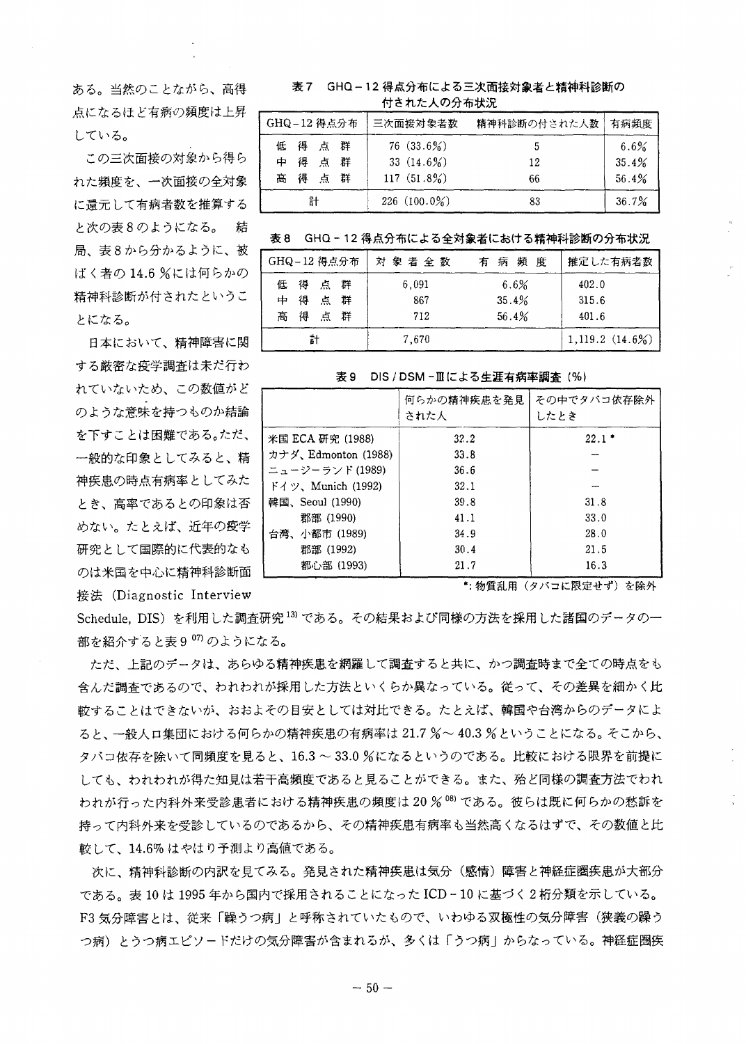ある。当然のことながら、高得点になるほど有病の頻度は上昇している。

この三次面接の対象から得られた頻度を、一次面接の全対象に還元して有病者数を推算すると次の表8のようになる。　結局、表8から分かるように、被ばく者の14.6％には何らかの精神科診断が付されたということになる。

日本において、精神障害に関する厳密な疫学調査は未だ行われていないため、この数値がどのような意味を持つものか結論を下すことは困難である。ただ、一般的な印象としてみると、精神疾患の時点有病率としてみたとき、高率であるとの印象は否めない。たとえば、近年の疫学研究として国際的に代表的なものは米国を中心に精神科診断面接法（Diagnostic Interview Schedule, DIS）を利用した調査研究[13]である。その結果および同様の方法を採用した諸国のデータの一部を紹介すると表9[07]のようになる。

**表7　GHQ－12得点分布による三次面接対象者と精神科診断の付された人の分布状況**

| GHQ-12得点分布 | 三次面接対象者数 | 精神科診断の付された人数 | 有病頻度 |
|---|---|---|---|
| 低得点群 | 76 (33.6%) | 5 | 6.6% |
| 中得点群 | 33 (14.6%) | 12 | 35.4% |
| 高得点群 | 117 (51.8%) | 66 | 56.4% |
| 計 | 226 (100.0%) | 83 | 36.7% |

**表8　GHQ－12得点分布による全対象者における精神科診断の分布状況**

| GHQ-12得点分布 | 対象者全数 | 有病頻度 | 推定した有病者数 |
|---|---|---|---|
| 低得点群 | 6,091 | 6.6% | 402.0 |
| 中得点群 | 867 | 35.4% | 315.6 |
| 高得点群 | 712 | 56.4% | 401.6 |
| 計 | 7,670 | | 1,119.2 (14.6%) |

**表9　DIS / DSM－Ⅲによる生涯有病率調査（%）**

| | 何らかの精神疾患を発見された人 | その中でタバコ依存除外したとき |
|---|---|---|
| 米国 ECA 研究 (1988) | 32.2 | 22.1 * |
| カナダ、Edmonton (1988) | 33.8 | － |
| ニュージーランド (1989) | 36.6 | － |
| ドイツ、Munich (1992) | 32.1 | － |
| 韓国、Seoul (1990) | 39.8 | 31.8 |
| 郡部 (1990) | 41.1 | 33.0 |
| 台湾、小都市 (1989) | 34.9 | 28.0 |
| 郡部 (1992) | 30.4 | 21.5 |
| 都心部 (1993) | 21.7 | 16.3 |

*: 物質乱用（タバコに限定せず）を除外

ただ、上記のデータは、あらゆる精神疾患を網羅して調査すると共に、かつ調査時まで全ての時点をも含んだ調査であるので、われわれが採用した方法といくらか異なっている。従って、その差異を細かく比較することはできないが、おおよその目安としては対比できる。たとえば、韓国や台湾からのデータによると、一般人口集団における何らかの精神疾患の有病率は21.7％～40.3％ということになる。そこから、タバコ依存を除いて同頻度を見ると、16.3～33.0％になるというのである。比較における限界を前提にしても、われわれが得た知見は若干高頻度であると見ることができる。また、殆ど同様の調査方法でわれわれが行った内科外来受診患者における精神疾患の頻度は20％[08]である。彼らは既に何らかの愁訴を持って内科外来を受診しているのであるから、その精神疾患有病率も当然高くなるはずで、その数値と比較して、14.6％はやはり予測より高値である。

次に、精神科診断の内訳を見てみる。発見された精神疾患は気分（感情）障害と神経症圏疾患が大部分である。表10は1995年から国内で採用されることになったICD－10に基づく2桁分類を示している。F3気分障害とは、従来「躁うつ病」と呼称されていたもので、いわゆる双極性の気分障害（狭義の躁うつ病）とうつ病エピソードだけの気分障害が含まれるが、多くは「うつ病」からなっている。神経症圏疾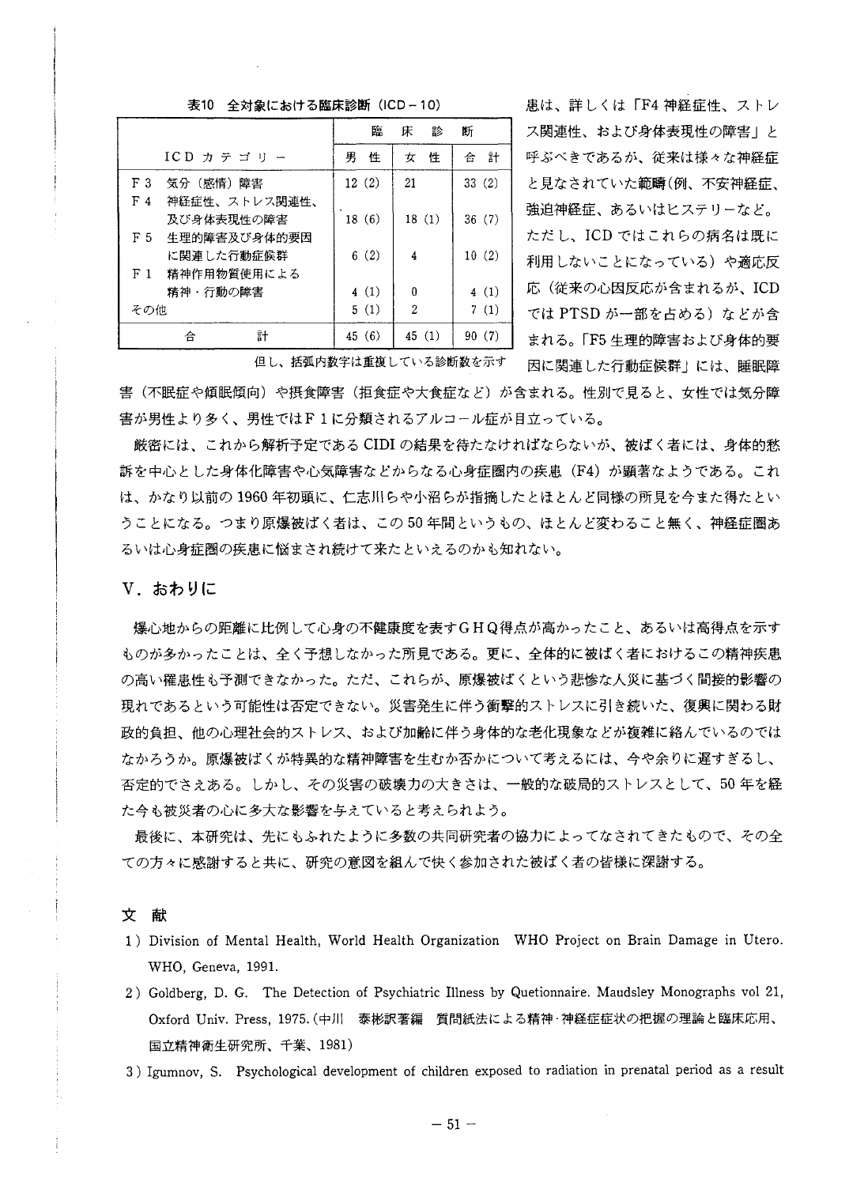表10　全対象における臨床診断（ICD－10）

| ICD カテゴリー | 臨床診断 男性 | 女性 | 合計 |
|---|---|---|---|
| F3　気分（感情）障害 | 12 (2) | 21 | 33 (2) |
| F4　神経症性、ストレス関連性、及び身体表現性の障害 | 18 (6) | 18 (1) | 36 (7) |
| F5　生理的障害及び身体的要因に関連した行動症候群 | 6 (2) | 4 | 10 (2) |
| F1　精神作用物質使用による精神・行動の障害 | 4 (1) | 0 | 4 (1) |
| その他 | 5 (1) | 2 | 7 (1) |
| 合　計 | 45 (6) | 45 (1) | 90 (7) |

但し、括弧内数字は重複している診断数を示す

患は、詳しくは「F4 神経症性、ストレス関連性、および身体表現性の障害」と呼ぶべきであるが、従来は様々な神経症と見なされていた範疇(例、不安神経症、強迫神経症、あるいはヒステリーなど。ただし、ICD ではこれらの病名は既に利用しないことになっている）や適応反応（従来の心因反応が含まれるが、ICD では PTSD が一部を占める）などが含まれる。「F5 生理的障害および身体的要因に関連した行動症候群」には、睡眠障害（不眠症や傾眠傾向）や摂食障害（拒食症や大食症など）が含まれる。性別で見ると、女性では気分障害が男性より多く、男性ではＦ１に分類されるアルコール症が目立っている。

厳密には、これから解析予定である CIDI の結果を待たなければならないが、被ばく者には、身体的愁訴を中心とした身体化障害や心気障害などからなる心身症圏内の疾患（F4）が顕著なようである。これは、かなり以前の 1960 年初頭に、仁志川らや小沼らが指摘したとほとんど同様の所見を今また得たということになる。つまり原爆被ばく者は、この 50 年間というもの、ほとんど変わること無く、神経症圏あるいは心身症圏の疾患に悩まされ続けて来たといえるのかも知れない。

## V．おわりに

爆心地からの距離に比例して心身の不健康度を表すＧＨＱ得点が高かったこと、あるいは高得点を示すものが多かったことは、全く予想しなかった所見である。更に、全体的に被ばく者におけるこの精神疾患の高い罹患性も予測できなかった。ただ、これらが、原爆被ばくという悲惨な人災に基づく間接的影響の現れであるという可能性は否定できない。災害発生に伴う衝撃的ストレスに引き続いた、復興に関わる財政的負担、他の心理社会的ストレス、および加齢に伴う身体的な老化現象などが複雑に絡んでいるのではなかろうか。原爆被ばくが特異的な精神障害を生むか否かについて考えるには、今や余りに遅すぎるし、否定的でさえある。しかし、その災害の破壊力の大きさは、一般的な破局的ストレスとして、50 年を経た今も被災者の心に多大な影響を与えていると考えられよう。

最後に、本研究は、先にもふれたように多数の共同研究者の協力によってなされてきたもので、その全ての方々に感謝すると共に、研究の意図を組んで快く参加された被ばく者の皆様に深謝する。

## 文　献

1) Division of Mental Health, World Health Organization　WHO Project on Brain Damage in Utero. WHO, Geneva, 1991.
2) Goldberg, D. G.　The Detection of Psychiatric Illness by Quetionnaire. Maudsley Monographs vol 21, Oxford Univ. Press, 1975.（中川　泰彬訳著編　質問紙法による精神･神経症症状の把握の理論と臨床応用、国立精神衛生研究所、千葉、1981）
3) Igumnov, S.　Psychological development of children exposed to radiation in prenatal period as a result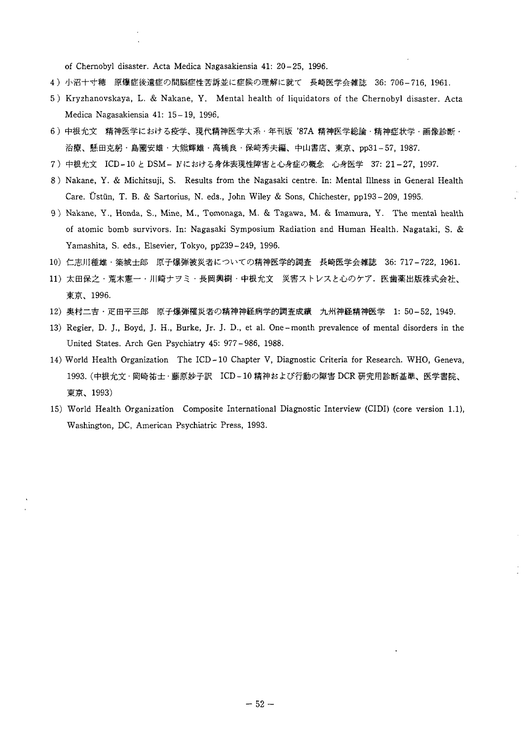of Chernobyl disaster. Acta Medica Nagasakiensia 41: 20－25, 1996.

4）小沼十寸穂　原爆症後遺症の間脳症性苦訴並に症候の理解に就て　長崎医学会雑誌　36: 706－716, 1961.

5）Kryzhanovskaya, L. & Nakane, Y.　Mental health of liquidators of the Chernobyl disaster. Acta Medica Nagasakiensia 41: 15－19, 1996.

6）中根允文　精神医学における疫学、現代精神医学大系・年刊版 '87A 精神医学総論・精神症状学・画像診断・治療、懸田克躬・島薗安雄・大熊輝雄・高橋良・保崎秀夫編、中山書店、東京、pp31－57, 1987.

7）中根允文　ICD－10 と DSM－Ⅳにおける身体表現性障害と心身症の概念　心身医学　37: 21－27, 1997.

8）Nakane, Y. & Michitsuji, S.　Results from the Nagasaki centre. In: Mental Illness in General Health Care. Üstün, T. B. & Sartorius, N. eds., John Wiley & Sons, Chichester, pp193－209, 1995.

9）Nakane, Y., Honda, S., Mine, M., Tomonaga, M. & Tagawa, M. & Imamura, Y.　The mental health of atomic bomb survivors. In: Nagasaki Symposium Radiation and Human Health. Nagataki, S. & Yamashita, S. eds., Elsevier, Tokyo, pp239－249, 1996.

10）仁志川種雄・築城士郎　原子爆弾被災者についての精神医学的調査　長崎医学会雑誌　36: 717－722, 1961.

11）太田保之・荒木憲一・川崎ナヲミ・長岡興樹・中根允文　災害ストレスと心のケア．医歯薬出版株式会社、東京、1996.

12）奥村二吉・疋田平三郎　原子爆弾罹災者の精神神経病学的調査成績　九州神経精神医学　1: 50－52, 1949.

13）Regier, D. J., Boyd, J. H., Burke, Jr. J. D., et al. One－month prevalence of mental disorders in the United States. Arch Gen Psychiatry 45: 977－986, 1988.

14）World Health Organization　The ICD－10 Chapter V, Diagnostic Criteria for Research. WHO, Geneva, 1993.（中根允文・岡崎祐士・藤原妙子訳　ICD－10 精神および行動の障害 DCR 研究用診断基準、医学書院、東京、1993）

15）World Health Organization　Composite International Diagnostic Interview (CIDI) (core version 1.1), Washington, DC, American Psychiatric Press, 1993.